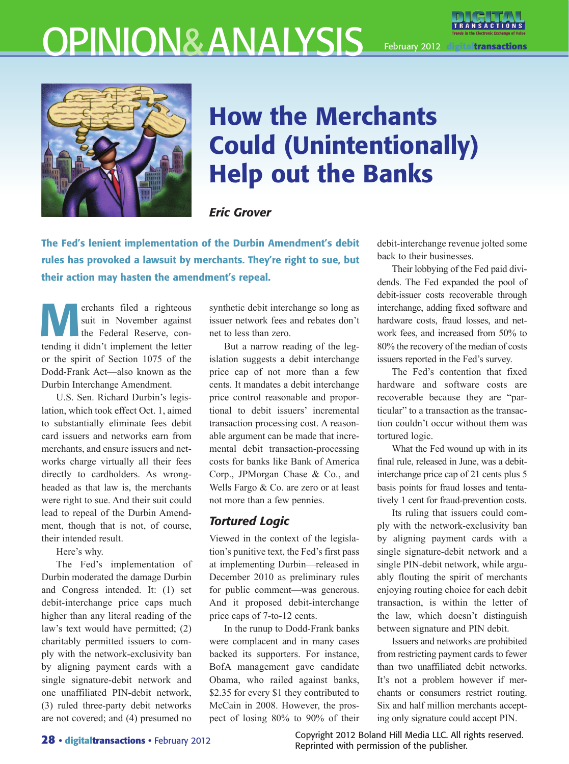# How the Merchants Could (Unintentionally) Help out the Banks

***Eric Grover***

**The Fed's lenient implementation of the Durbin Amendment's debit rules has provoked a lawsuit by merchants. They're right to sue, but their action may hasten the amendment's repeal.**

Merchants filed a righteous suit in November against the Federal Reserve, contending it didn't implement the letter or the spirit of Section 1075 of the Dodd-Frank Act—also known as the Durbin Interchange Amendment.

U.S. Sen. Richard Durbin's legislation, which took effect Oct. 1, aimed to substantially eliminate fees debit card issuers and networks earn from merchants, and ensure issuers and networks charge virtually all their fees directly to cardholders. As wrongheaded as that law is, the merchants were right to sue. And their suit could lead to repeal of the Durbin Amendment, though that is not, of course, their intended result.

Here's why.

The Fed's implementation of Durbin moderated the damage Durbin and Congress intended. It: (1) set debit-interchange price caps much higher than any literal reading of the law's text would have permitted; (2) charitably permitted issuers to comply with the network-exclusivity ban by aligning payment cards with a single signature-debit network and one unaffiliated PIN-debit network, (3) ruled three-party debit networks are not covered; and (4) presumed no synthetic debit interchange so long as issuer network fees and rebates don't net to less than zero.

But a narrow reading of the legislation suggests a debit interchange price cap of not more than a few cents. It mandates a debit interchange price control reasonable and proportional to debit issuers' incremental transaction processing cost. A reasonable argument can be made that incremental debit transaction-processing costs for banks like Bank of America Corp., JPMorgan Chase & Co., and Wells Fargo & Co. are zero or at least not more than a few pennies.

## Tortured Logic

Viewed in the context of the legislation's punitive text, the Fed's first pass at implementing Durbin—released in December 2010 as preliminary rules for public comment—was generous. And it proposed debit-interchange price caps of 7-to-12 cents.

In the runup to Dodd-Frank banks were complacent and in many cases backed its supporters. For instance, BofA management gave candidate Obama, who railed against banks, $2.35 for every $1 they contributed to McCain in 2008. However, the prospect of losing 80% to 90% of their debit-interchange revenue jolted some back to their businesses.

Their lobbying of the Fed paid dividends. The Fed expanded the pool of debit-issuer costs recoverable through interchange, adding fixed software and hardware costs, fraud losses, and network fees, and increased from 50% to 80% the recovery of the median of costs issuers reported in the Fed's survey.

The Fed's contention that fixed hardware and software costs are recoverable because they are "particular" to a transaction as the transaction couldn't occur without them was tortured logic.

What the Fed wound up with in its final rule, released in June, was a debit-interchange price cap of 21 cents plus 5 basis points for fraud losses and tentatively 1 cent for fraud-prevention costs.

Its ruling that issuers could comply with the network-exclusivity ban by aligning payment cards with a single signature-debit network and a single PIN-debit network, while arguably flouting the spirit of merchants enjoying routing choice for each debit transaction, is within the letter of the law, which doesn't distinguish between signature and PIN debit.

Issuers and networks are prohibited from restricting payment cards to fewer than two unaffiliated debit networks. It's not a problem however if merchants or consumers restrict routing. Six and half million merchants accepting only signature could accept PIN.

Copyright 2012 Boland Hill Media LLC. All rights reserved.
Reprinted with permission of the publisher.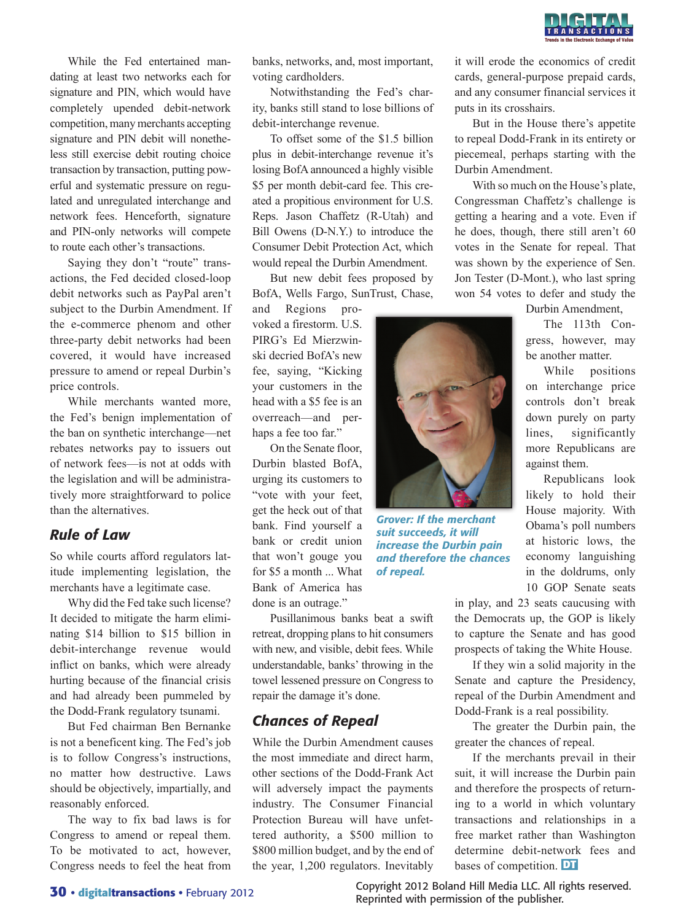While the Fed entertained mandating at least two networks each for signature and PIN, which would have completely upended debit-network competition, many merchants accepting signature and PIN debit will nonetheless still exercise debit routing choice transaction by transaction, putting powerful and systematic pressure on regulated and unregulated interchange and network fees. Henceforth, signature and PIN-only networks will compete to route each other's transactions.

Saying they don't "route" transactions, the Fed decided closed-loop debit networks such as PayPal aren't subject to the Durbin Amendment. If the e-commerce phenom and other three-party debit networks had been covered, it would have increased pressure to amend or repeal Durbin's price controls.

While merchants wanted more, the Fed's benign implementation of the ban on synthetic interchange—net rebates networks pay to issuers out of network fees—is not at odds with the legislation and will be administratively more straightforward to police than the alternatives.

## *Rule of Law*

So while courts afford regulators latitude implementing legislation, the merchants have a legitimate case.

Why did the Fed take such license? It decided to mitigate the harm eliminating $14 billion to $15 billion in debit-interchange revenue would inflict on banks, which were already hurting because of the financial crisis and had already been pummeled by the Dodd-Frank regulatory tsunami.

But Fed chairman Ben Bernanke is not a beneficent king. The Fed's job is to follow Congress's instructions, no matter how destructive. Laws should be objectively, impartially, and reasonably enforced.

The way to fix bad laws is for Congress to amend or repeal them. To be motivated to act, however, Congress needs to feel the heat from banks, networks, and, most important, voting cardholders.

Notwithstanding the Fed's charity, banks still stand to lose billions of debit-interchange revenue.

To offset some of the $1.5 billion plus in debit-interchange revenue it's losing BofA announced a highly visible $5 per month debit-card fee. This created a propitious environment for U.S. Reps. Jason Chaffetz (R-Utah) and Bill Owens (D-N.Y.) to introduce the Consumer Debit Protection Act, which would repeal the Durbin Amendment.

But new debit fees proposed by BofA, Wells Fargo, SunTrust, Chase, and Regions provoked a firestorm. U.S. PIRG's Ed Mierzwinski decried BofA's new fee, saying, "Kicking your customers in the head with a $5 fee is an overreach—and perhaps a fee too far."

On the Senate floor, Durbin blasted BofA, urging its customers to "vote with your feet, get the heck out of that bank. Find yourself a bank or credit union that won't gouge you for $5 a month ... What Bank of America has done is an outrage."

*Grover: If the merchant suit succeeds, it will increase the Durbin pain and therefore the chances of repeal.*

Pusillanimous banks beat a swift retreat, dropping plans to hit consumers with new, and visible, debit fees. While understandable, banks' throwing in the towel lessened pressure on Congress to repair the damage it's done.

## *Chances of Repeal*

While the Durbin Amendment causes the most immediate and direct harm, other sections of the Dodd-Frank Act will adversely impact the payments industry. The Consumer Financial Protection Bureau will have unfettered authority, a $500 million to $800 million budget, and by the end of the year, 1,200 regulators. Inevitably it will erode the economics of credit cards, general-purpose prepaid cards, and any consumer financial services it puts in its crosshairs.

But in the House there's appetite to repeal Dodd-Frank in its entirety or piecemeal, perhaps starting with the Durbin Amendment.

With so much on the House's plate, Congressman Chaffetz's challenge is getting a hearing and a vote. Even if he does, though, there still aren't 60 votes in the Senate for repeal. That was shown by the experience of Sen. Jon Tester (D-Mont.), who last spring won 54 votes to defer and study the Durbin Amendment,

The 113th Congress, however, may be another matter.

While positions on interchange price controls don't break down purely on party lines, significantly more Republicans are against them.

Republicans look likely to hold their House majority. With Obama's poll numbers at historic lows, the economy languishing in the doldrums, only 10 GOP Senate seats in play, and 23 seats caucusing with the Democrats up, the GOP is likely to capture the Senate and has good prospects of taking the White House.

If they win a solid majority in the Senate and capture the Presidency, repeal of the Durbin Amendment and Dodd-Frank is a real possibility.

The greater the Durbin pain, the greater the chances of repeal.

If the merchants prevail in their suit, it will increase the Durbin pain and therefore the prospects of returning to a world in which voluntary transactions and relationships in a free market rather than Washington determine debit-network fees and bases of competition. **DT**

Copyright 2012 Boland Hill Media LLC. All rights reserved.
Reprinted with permission of the publisher.